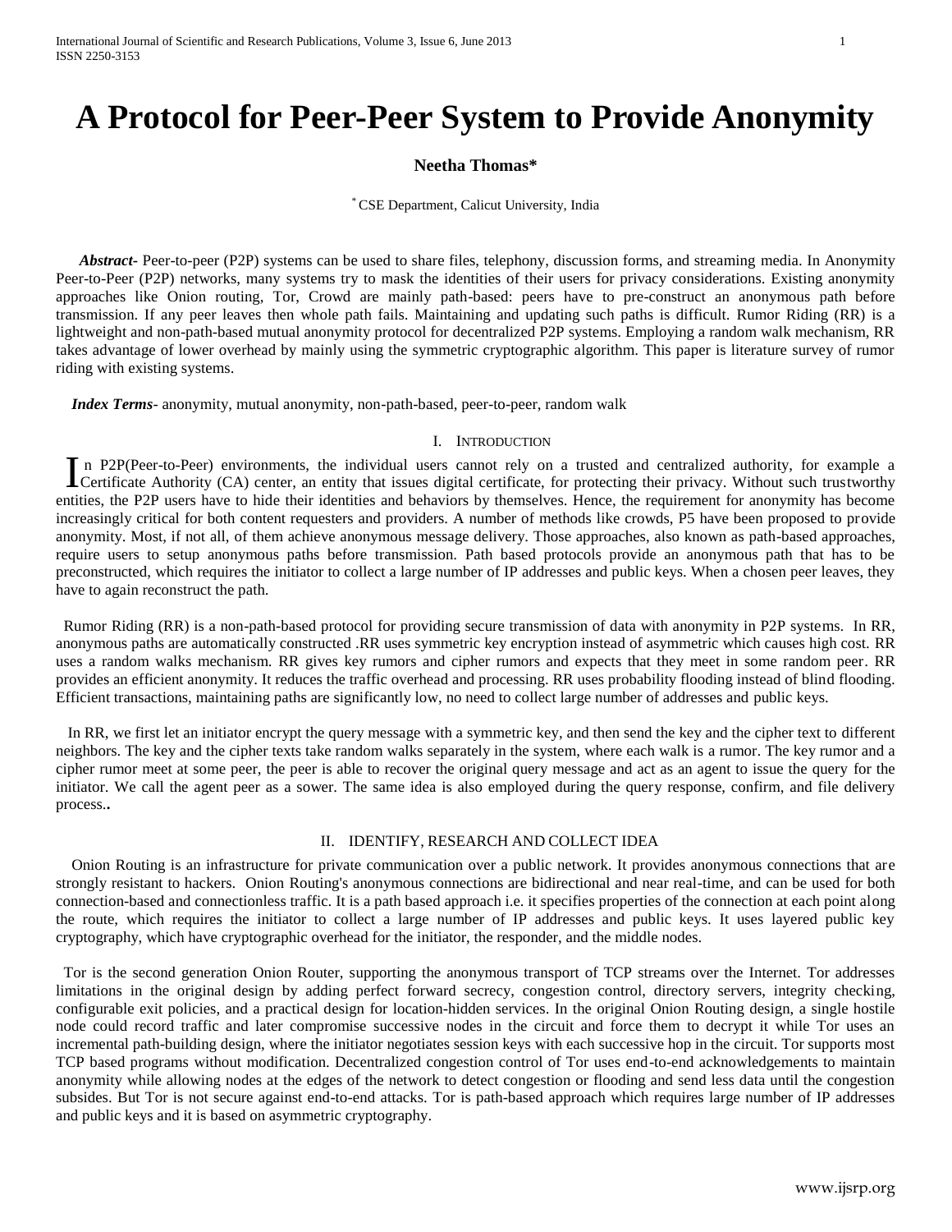// Code fence not needed
# A Protocol for Peer-Peer System to Provide Anonymity

**Neetha Thomas***

* CSE Department, Calicut University, India

***Abstract***- Peer-to-peer (P2P) systems can be used to share files, telephony, discussion forms, and streaming media. In Anonymity Peer-to-Peer (P2P) networks, many systems try to mask the identities of their users for privacy considerations. Existing anonymity approaches like Onion routing, Tor, Crowd are mainly path-based: peers have to pre-construct an anonymous path before transmission. If any peer leaves then whole path fails. Maintaining and updating such paths is difficult. Rumor Riding (RR) is a lightweight and non-path-based mutual anonymity protocol for decentralized P2P systems. Employing a random walk mechanism, RR takes advantage of lower overhead by mainly using the symmetric cryptographic algorithm. This paper is literature survey of rumor riding with existing systems.

***Index Terms***- anonymity, mutual anonymity, non-path-based, peer-to-peer, random walk

## I. Introduction

In P2P(Peer-to-Peer) environments, the individual users cannot rely on a trusted and centralized authority, for example a Certificate Authority (CA) center, an entity that issues digital certificate, for protecting their privacy. Without such trustworthy entities, the P2P users have to hide their identities and behaviors by themselves. Hence, the requirement for anonymity has become increasingly critical for both content requesters and providers. A number of methods like crowds, P5 have been proposed to provide anonymity. Most, if not all, of them achieve anonymous message delivery. Those approaches, also known as path-based approaches, require users to setup anonymous paths before transmission. Path based protocols provide an anonymous path that has to be preconstructed, which requires the initiator to collect a large number of IP addresses and public keys. When a chosen peer leaves, they have to again reconstruct the path.

Rumor Riding (RR) is a non-path-based protocol for providing secure transmission of data with anonymity in P2P systems. In RR, anonymous paths are automatically constructed .RR uses symmetric key encryption instead of asymmetric which causes high cost. RR uses a random walks mechanism. RR gives key rumors and cipher rumors and expects that they meet in some random peer. RR provides an efficient anonymity. It reduces the traffic overhead and processing. RR uses probability flooding instead of blind flooding. Efficient transactions, maintaining paths are significantly low, no need to collect large number of addresses and public keys.

In RR, we first let an initiator encrypt the query message with a symmetric key, and then send the key and the cipher text to different neighbors. The key and the cipher texts take random walks separately in the system, where each walk is a rumor. The key rumor and a cipher rumor meet at some peer, the peer is able to recover the original query message and act as an agent to issue the query for the initiator. We call the agent peer as a sower. The same idea is also employed during the query response, confirm, and file delivery process**.**

## II. Identify, Research and Collect Idea

Onion Routing is an infrastructure for private communication over a public network. It provides anonymous connections that are strongly resistant to hackers. Onion Routing's anonymous connections are bidirectional and near real-time, and can be used for both connection-based and connectionless traffic. It is a path based approach i.e. it specifies properties of the connection at each point along the route, which requires the initiator to collect a large number of IP addresses and public keys. It uses layered public key cryptography, which have cryptographic overhead for the initiator, the responder, and the middle nodes.

Tor is the second generation Onion Router, supporting the anonymous transport of TCP streams over the Internet. Tor addresses limitations in the original design by adding perfect forward secrecy, congestion control, directory servers, integrity checking, configurable exit policies, and a practical design for location-hidden services. In the original Onion Routing design, a single hostile node could record traffic and later compromise successive nodes in the circuit and force them to decrypt it while Tor uses an incremental path-building design, where the initiator negotiates session keys with each successive hop in the circuit. Tor supports most TCP based programs without modification. Decentralized congestion control of Tor uses end-to-end acknowledgements to maintain anonymity while allowing nodes at the edges of the network to detect congestion or flooding and send less data until the congestion subsides. But Tor is not secure against end-to-end attacks. Tor is path-based approach which requires large number of IP addresses and public keys and it is based on asymmetric cryptography.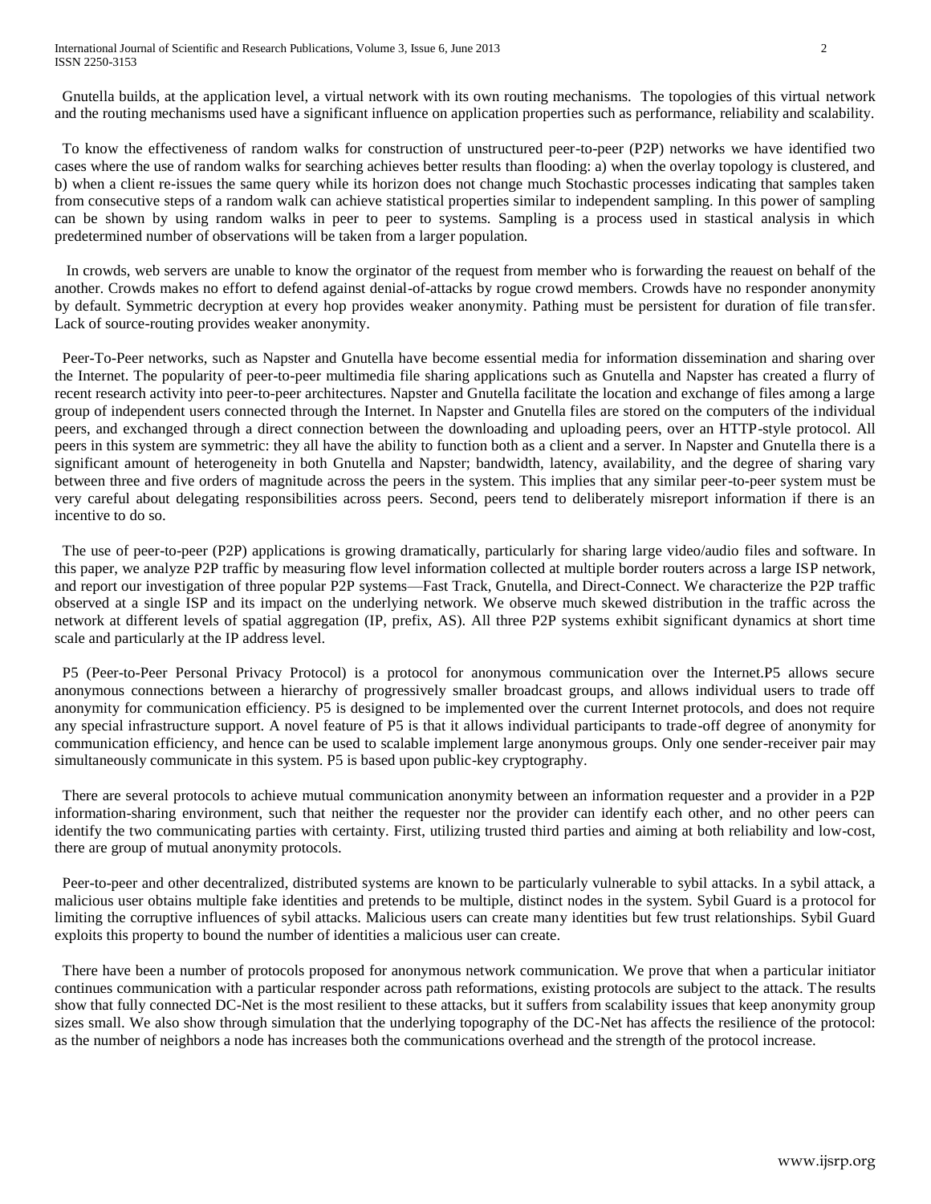Gnutella builds, at the application level, a virtual network with its own routing mechanisms. The topologies of this virtual network and the routing mechanisms used have a significant influence on application properties such as performance, reliability and scalability.

To know the effectiveness of random walks for construction of unstructured peer-to-peer (P2P) networks we have identified two cases where the use of random walks for searching achieves better results than flooding: a) when the overlay topology is clustered, and b) when a client re-issues the same query while its horizon does not change much Stochastic processes indicating that samples taken from consecutive steps of a random walk can achieve statistical properties similar to independent sampling. In this power of sampling can be shown by using random walks in peer to peer to systems. Sampling is a process used in stastical analysis in which predetermined number of observations will be taken from a larger population.

In crowds, web servers are unable to know the orginator of the request from member who is forwarding the reauest on behalf of the another. Crowds makes no effort to defend against denial-of-attacks by rogue crowd members. Crowds have no responder anonymity by default. Symmetric decryption at every hop provides weaker anonymity. Pathing must be persistent for duration of file transfer. Lack of source-routing provides weaker anonymity.

Peer-To-Peer networks, such as Napster and Gnutella have become essential media for information dissemination and sharing over the Internet. The popularity of peer-to-peer multimedia file sharing applications such as Gnutella and Napster has created a flurry of recent research activity into peer-to-peer architectures. Napster and Gnutella facilitate the location and exchange of files among a large group of independent users connected through the Internet. In Napster and Gnutella files are stored on the computers of the individual peers, and exchanged through a direct connection between the downloading and uploading peers, over an HTTP-style protocol. All peers in this system are symmetric: they all have the ability to function both as a client and a server. In Napster and Gnutella there is a significant amount of heterogeneity in both Gnutella and Napster; bandwidth, latency, availability, and the degree of sharing vary between three and five orders of magnitude across the peers in the system. This implies that any similar peer-to-peer system must be very careful about delegating responsibilities across peers. Second, peers tend to deliberately misreport information if there is an incentive to do so.

The use of peer-to-peer (P2P) applications is growing dramatically, particularly for sharing large video/audio files and software. In this paper, we analyze P2P traffic by measuring flow level information collected at multiple border routers across a large ISP network, and report our investigation of three popular P2P systems—Fast Track, Gnutella, and Direct-Connect. We characterize the P2P traffic observed at a single ISP and its impact on the underlying network. We observe much skewed distribution in the traffic across the network at different levels of spatial aggregation (IP, prefix, AS). All three P2P systems exhibit significant dynamics at short time scale and particularly at the IP address level.

P5 (Peer-to-Peer Personal Privacy Protocol) is a protocol for anonymous communication over the Internet.P5 allows secure anonymous connections between a hierarchy of progressively smaller broadcast groups, and allows individual users to trade off anonymity for communication efficiency. P5 is designed to be implemented over the current Internet protocols, and does not require any special infrastructure support. A novel feature of P5 is that it allows individual participants to trade-off degree of anonymity for communication efficiency, and hence can be used to scalable implement large anonymous groups. Only one sender-receiver pair may simultaneously communicate in this system. P5 is based upon public-key cryptography.

There are several protocols to achieve mutual communication anonymity between an information requester and a provider in a P2P information-sharing environment, such that neither the requester nor the provider can identify each other, and no other peers can identify the two communicating parties with certainty. First, utilizing trusted third parties and aiming at both reliability and low-cost, there are group of mutual anonymity protocols.

Peer-to-peer and other decentralized, distributed systems are known to be particularly vulnerable to sybil attacks. In a sybil attack, a malicious user obtains multiple fake identities and pretends to be multiple, distinct nodes in the system. Sybil Guard is a protocol for limiting the corruptive influences of sybil attacks. Malicious users can create many identities but few trust relationships. Sybil Guard exploits this property to bound the number of identities a malicious user can create.

There have been a number of protocols proposed for anonymous network communication. We prove that when a particular initiator continues communication with a particular responder across path reformations, existing protocols are subject to the attack. The results show that fully connected DC-Net is the most resilient to these attacks, but it suffers from scalability issues that keep anonymity group sizes small. We also show through simulation that the underlying topography of the DC-Net has affects the resilience of the protocol: as the number of neighbors a node has increases both the communications overhead and the strength of the protocol increase.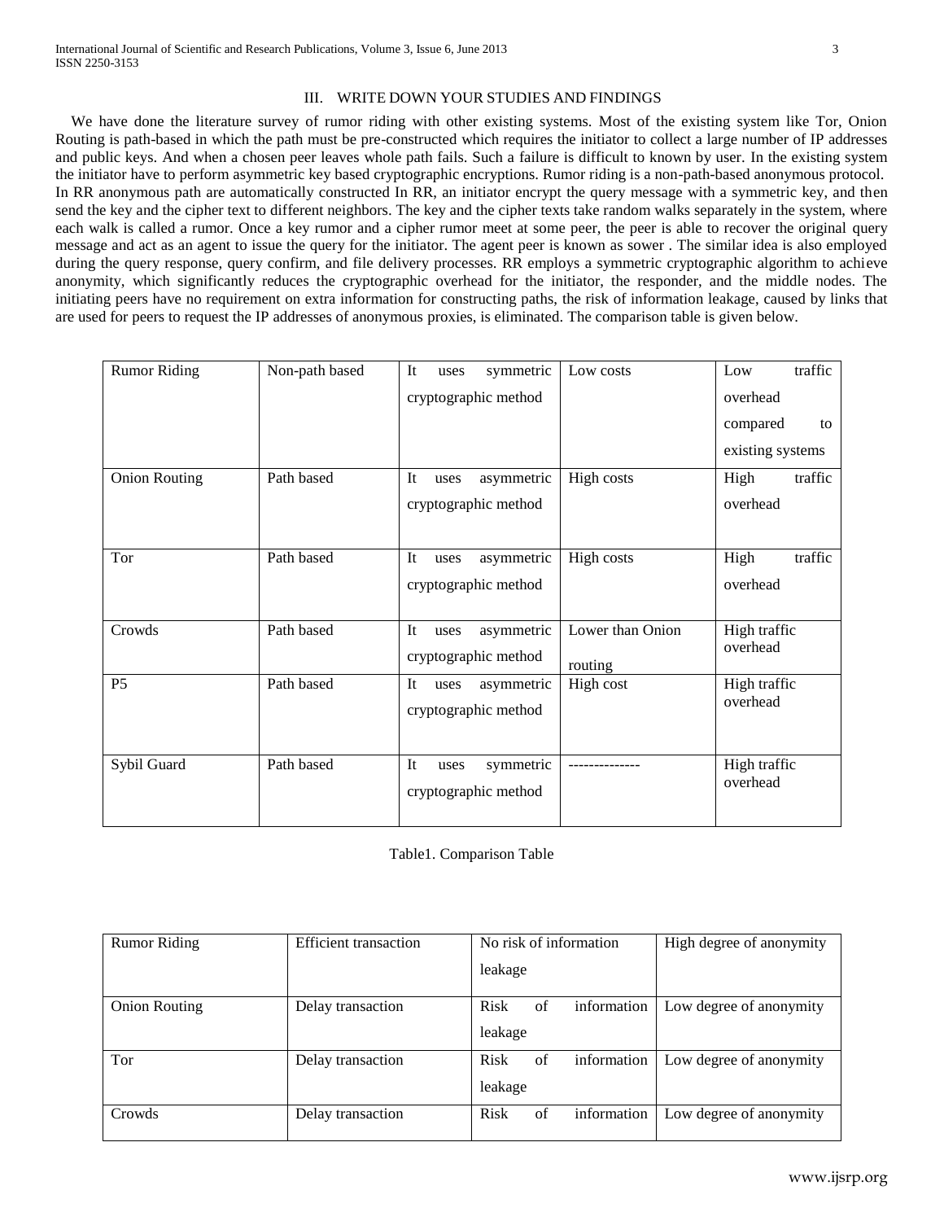### III. WRITE DOWN YOUR STUDIES AND FINDINGS

We have done the literature survey of rumor riding with other existing systems. Most of the existing system like Tor, Onion Routing is path-based in which the path must be pre-constructed which requires the initiator to collect a large number of IP addresses and public keys. And when a chosen peer leaves whole path fails. Such a failure is difficult to known by user. In the existing system the initiator have to perform asymmetric key based cryptographic encryptions. Rumor riding is a non-path-based anonymous protocol. In RR anonymous path are automatically constructed In RR, an initiator encrypt the query message with a symmetric key, and then send the key and the cipher text to different neighbors. The key and the cipher texts take random walks separately in the system, where each walk is called a rumor. Once a key rumor and a cipher rumor meet at some peer, the peer is able to recover the original query message and act as an agent to issue the query for the initiator. The agent peer is known as sower . The similar idea is also employed during the query response, query confirm, and file delivery processes. RR employs a symmetric cryptographic algorithm to achieve anonymity, which significantly reduces the cryptographic overhead for the initiator, the responder, and the middle nodes. The initiating peers have no requirement on extra information for constructing paths, the risk of information leakage, caused by links that are used for peers to request the IP addresses of anonymous proxies, is eliminated. The comparison table is given below.

| | | | | |
|---|---|---|---|---|
| Rumor Riding | Non-path based | It uses symmetric cryptographic method | Low costs | Low traffic overhead compared to existing systems |
| Onion Routing | Path based | It uses asymmetric cryptographic method | High costs | High traffic overhead |
| Tor | Path based | It uses asymmetric cryptographic method | High costs | High traffic overhead |
| Crowds | Path based | It uses asymmetric cryptographic method | Lower than Onion routing | High traffic overhead |
| P5 | Path based | It uses asymmetric cryptographic method | High cost | High traffic overhead |
| Sybil Guard | Path based | It uses symmetric cryptographic method | -------------- | High traffic overhead |

Table1. Comparison Table

| | | | |
|---|---|---|---|
| Rumor Riding | Efficient transaction | No risk of information leakage | High degree of anonymity |
| Onion Routing | Delay transaction | Risk of information leakage | Low degree of anonymity |
| Tor | Delay transaction | Risk of information leakage | Low degree of anonymity |
| Crowds | Delay transaction | Risk of information | Low degree of anonymity |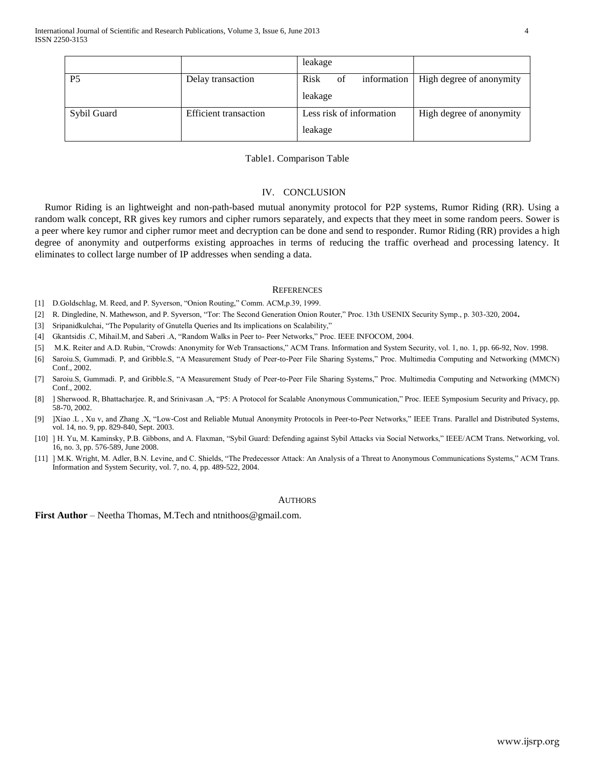| | | | |
|---|---|---|---|
| | | leakage | |
| P5 | Delay transaction | Risk of information leakage | High degree of anonymity |
| Sybil Guard | Efficient transaction | Less risk of information leakage | High degree of anonymity |

Table1. Comparison Table

## IV. CONCLUSION

Rumor Riding is an lightweight and non-path-based mutual anonymity protocol for P2P systems, Rumor Riding (RR). Using a random walk concept, RR gives key rumors and cipher rumors separately, and expects that they meet in some random peers. Sower is a peer where key rumor and cipher rumor meet and decryption can be done and send to responder. Rumor Riding (RR) provides a high degree of anonymity and outperforms existing approaches in terms of reducing the traffic overhead and processing latency. It eliminates to collect large number of IP addresses when sending a data.

## REFERENCES

[1] D.Goldschlag, M. Reed, and P. Syverson, "Onion Routing," Comm. ACM,p.39, 1999.

[2] R. Dingledine, N. Mathewson, and P. Syverson, "Tor: The Second Generation Onion Router," Proc. 13th USENIX Security Symp., p. 303-320, 2004.

[3] Sripanidkulchai, "The Popularity of Gnutella Queries and Its implications on Scalability,"

[4] Gkantsidis .C, Mihail.M, and Saberi .A, "Random Walks in Peer to- Peer Networks," Proc. IEEE INFOCOM, 2004.

[5] M.K. Reiter and A.D. Rubin, "Crowds: Anonymity for Web Transactions," ACM Trans. Information and System Security, vol. 1, no. 1, pp. 66-92, Nov. 1998.

[6] Saroiu.S, Gummadi. P, and Gribble.S, "A Measurement Study of Peer-to-Peer File Sharing Systems," Proc. Multimedia Computing and Networking (MMCN) Conf., 2002.

[7] Saroiu.S, Gummadi. P, and Gribble.S, "A Measurement Study of Peer-to-Peer File Sharing Systems," Proc. Multimedia Computing and Networking (MMCN) Conf., 2002.

[8] ] Sherwood. R, Bhattacharjee. R, and Srinivasan .A, "P5: A Protocol for Scalable Anonymous Communication," Proc. IEEE Symposium Security and Privacy, pp. 58-70, 2002.

[9] ]Xiao .L , Xu v, and Zhang .X, "Low-Cost and Reliable Mutual Anonymity Protocols in Peer-to-Peer Networks," IEEE Trans. Parallel and Distributed Systems, vol. 14, no. 9, pp. 829-840, Sept. 2003.

[10] ] H. Yu, M. Kaminsky, P.B. Gibbons, and A. Flaxman, "Sybil Guard: Defending against Sybil Attacks via Social Networks," IEEE/ACM Trans. Networking, vol. 16, no. 3, pp. 576-589, June 2008.

[11] ] M.K. Wright, M. Adler, B.N. Levine, and C. Shields, "The Predecessor Attack: An Analysis of a Threat to Anonymous Communications Systems," ACM Trans. Information and System Security, vol. 7, no. 4, pp. 489-522, 2004.

## AUTHORS

**First Author** – Neetha Thomas, M.Tech and ntnithoos@gmail.com.